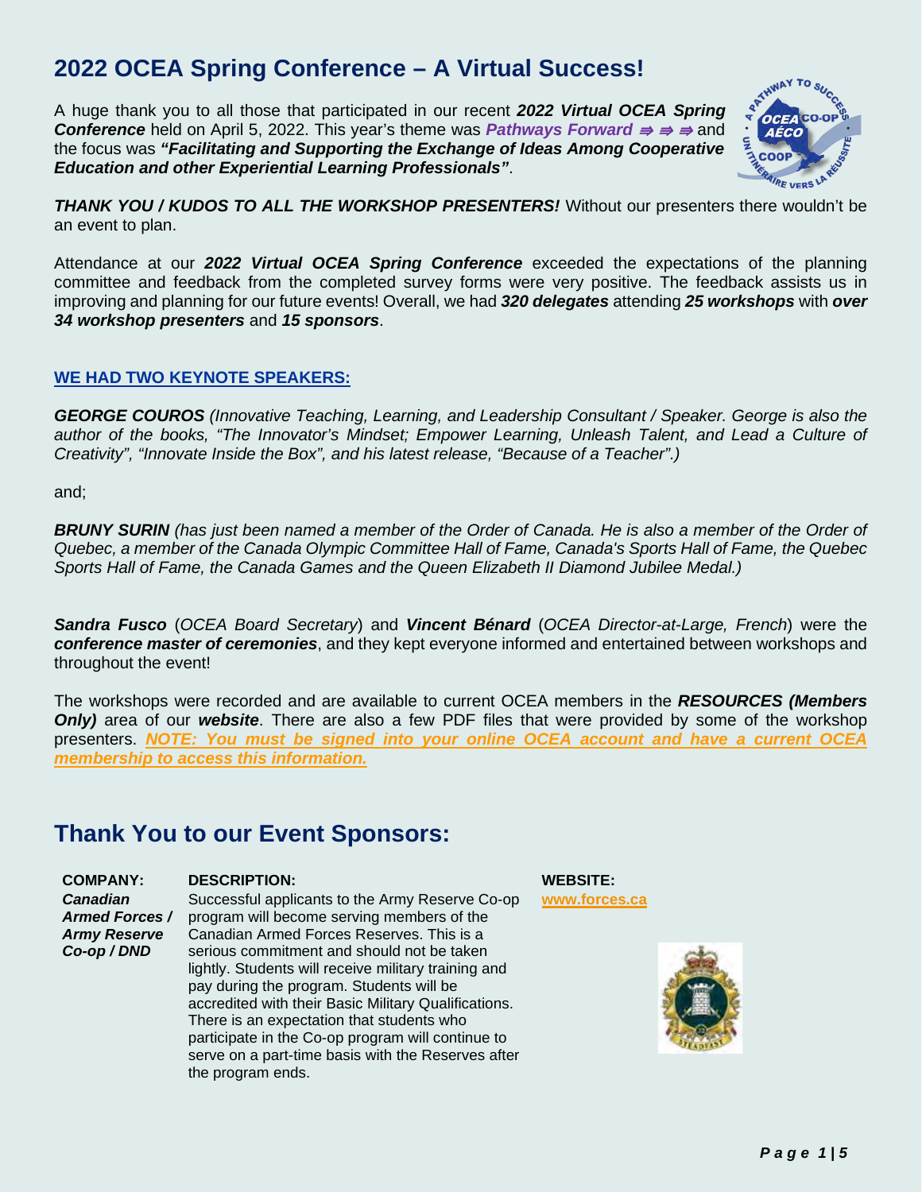# 2022 OCEA Spring Conference – A Virtual Success!

A huge thank you to all those that participated in our recent ***2022 Virtual OCEA Spring Conference*** held on April 5, 2022. This year's theme was ***Pathways Forward ⇛ ⇛ ⇛*** and the focus was ***"Facilitating and Supporting the Exchange of Ideas Among Cooperative Education and other Experiential Learning Professionals"***.

***THANK YOU / KUDOS TO ALL THE WORKSHOP PRESENTERS!*** Without our presenters there wouldn't be an event to plan.

Attendance at our ***2022 Virtual OCEA Spring Conference*** exceeded the expectations of the planning committee and feedback from the completed survey forms were very positive. The feedback assists us in improving and planning for our future events! Overall, we had ***320 delegates*** attending ***25 workshops*** with ***over 34 workshop presenters*** and ***15 sponsors***.

**WE HAD TWO KEYNOTE SPEAKERS:**

***GEORGE COUROS*** *(Innovative Teaching, Learning, and Leadership Consultant / Speaker. George is also the author of the books, "The Innovator's Mindset; Empower Learning, Unleash Talent, and Lead a Culture of Creativity", "Innovate Inside the Box", and his latest release, "Because of a Teacher".)*

and;

***BRUNY SURIN*** *(has just been named a member of the Order of Canada. He is also a member of the Order of Quebec, a member of the Canada Olympic Committee Hall of Fame, Canada's Sports Hall of Fame, the Quebec Sports Hall of Fame, the Canada Games and the Queen Elizabeth II Diamond Jubilee Medal.)*

***Sandra Fusco*** (*OCEA Board Secretary*) and ***Vincent Bénard*** (*OCEA Director-at-Large, French*) were the ***conference master of ceremonies***, and they kept everyone informed and entertained between workshops and throughout the event!

The workshops were recorded and are available to current OCEA members in the ***RESOURCES (Members Only)*** area of our ***website***. There are also a few PDF files that were provided by some of the workshop presenters. ***NOTE: You must be signed into your online OCEA account and have a current OCEA membership to access this information.***

## Thank You to our Event Sponsors:

| COMPANY: | DESCRIPTION: | WEBSITE: |
|---|---|---|
| ***Canadian Armed Forces / Army Reserve Co-op / DND*** | Successful applicants to the Army Reserve Co-op program will become serving members of the Canadian Armed Forces Reserves. This is a serious commitment and should not be taken lightly. Students will receive military training and pay during the program. Students will be accredited with their Basic Military Qualifications. There is an expectation that students who participate in the Co-op program will continue to serve on a part-time basis with the Reserves after the program ends. | www.forces.ca |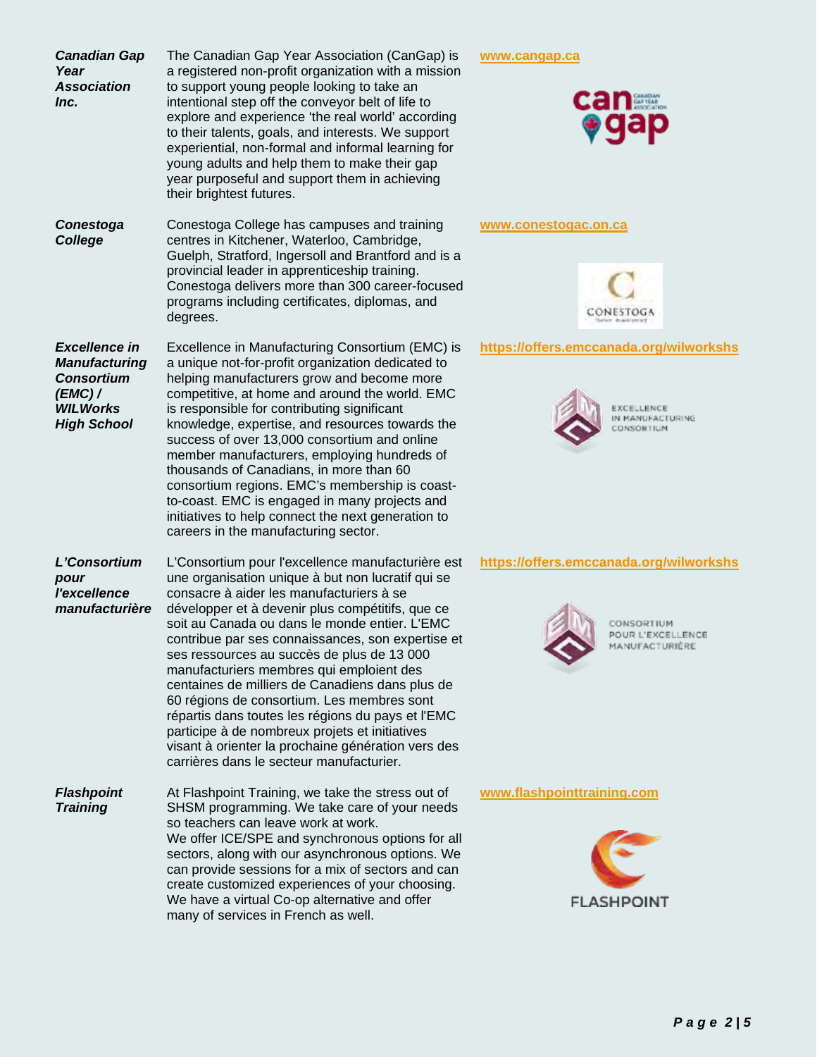| | | |
|---|---|---|
| ***Canadian Gap Year Association Inc.*** | The Canadian Gap Year Association (CanGap) is a registered non-profit organization with a mission to support young people looking to take an intentional step off the conveyor belt of life to explore and experience 'the real world' according to their talents, goals, and interests. We support experiential, non-formal and informal learning for young adults and help them to make their gap year purposeful and support them in achieving their brightest futures. | **www.cangap.ca** |
| ***Conestoga College*** | Conestoga College has campuses and training centres in Kitchener, Waterloo, Cambridge, Guelph, Stratford, Ingersoll and Brantford and is a provincial leader in apprenticeship training. Conestoga delivers more than 300 career-focused programs including certificates, diplomas, and degrees. | **www.conestogac.on.ca** |
| ***Excellence in Manufacturing Consortium (EMC) / WILWorks High School*** | Excellence in Manufacturing Consortium (EMC) is a unique not-for-profit organization dedicated to helping manufacturers grow and become more competitive, at home and around the world. EMC is responsible for contributing significant knowledge, expertise, and resources towards the success of over 13,000 consortium and online member manufacturers, employing hundreds of thousands of Canadians, in more than 60 consortium regions. EMC's membership is coast-to-coast. EMC is engaged in many projects and initiatives to help connect the next generation to careers in the manufacturing sector. | **https://offers.emccanada.org/wilworkshs** |
| ***L'Consortium pour l'excellence manufacturière*** | L'Consortium pour l'excellence manufacturière est une organisation unique à but non lucratif qui se consacre à aider les manufacturiers à se développer et à devenir plus compétitifs, que ce soit au Canada ou dans le monde entier. L'EMC contribue par ses connaissances, son expertise et ses ressources au succès de plus de 13 000 manufacturiers membres qui emploient des centaines de milliers de Canadiens dans plus de 60 régions de consortium. Les membres sont répartis dans toutes les régions du pays et l'EMC participe à de nombreux projets et initiatives visant à orienter la prochaine génération vers des carrières dans le secteur manufacturier. | **https://offers.emccanada.org/wilworkshs** |
| ***Flashpoint Training*** | At Flashpoint Training, we take the stress out of SHSM programming. We take care of your needs so teachers can leave work at work. We offer ICE/SPE and synchronous options for all sectors, along with our asynchronous options. We can provide sessions for a mix of sectors and can create customized experiences of your choosing. We have a virtual Co-op alternative and offer many of services in French as well. | **www.flashpointtraining.com** |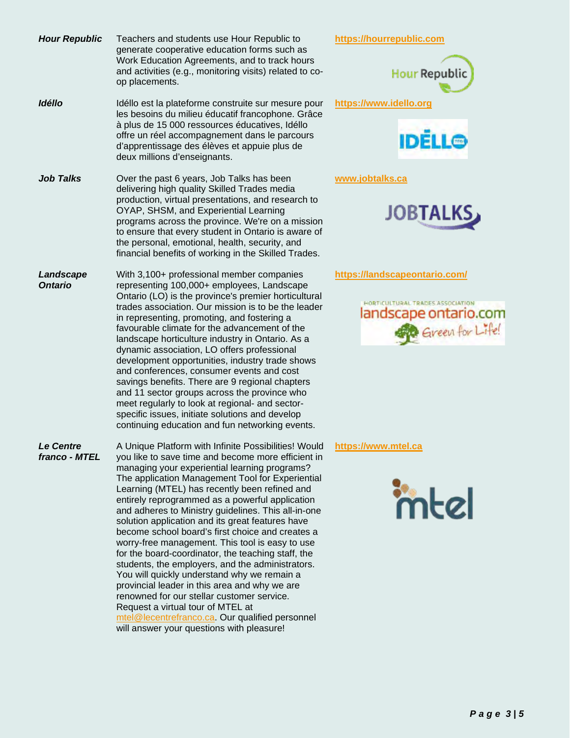| | | |
|---|---|---|
| ***Hour Republic*** | Teachers and students use Hour Republic to generate cooperative education forms such as Work Education Agreements, and to track hours and activities (e.g., monitoring visits) related to co-op placements. | **https://hourrepublic.com** |
| ***Idéllo*** | Idéllo est la plateforme construite sur mesure pour les besoins du milieu éducatif francophone. Grâce à plus de 15 000 ressources éducatives, Idéllo offre un réel accompagnement dans le parcours d'apprentissage des élèves et appuie plus de deux millions d'enseignants. | **https://www.idello.org** |
| ***Job Talks*** | Over the past 6 years, Job Talks has been delivering high quality Skilled Trades media production, virtual presentations, and research to OYAP, SHSM, and Experiential Learning programs across the province. We're on a mission to ensure that every student in Ontario is aware of the personal, emotional, health, security, and financial benefits of working in the Skilled Trades. | **www.jobtalks.ca** |
| ***Landscape Ontario*** | With 3,100+ professional member companies representing 100,000+ employees, Landscape Ontario (LO) is the province's premier horticultural trades association. Our mission is to be the leader in representing, promoting, and fostering a favourable climate for the advancement of the landscape horticulture industry in Ontario. As a dynamic association, LO offers professional development opportunities, industry trade shows and conferences, consumer events and cost savings benefits. There are 9 regional chapters and 11 sector groups across the province who meet regularly to look at regional- and sector-specific issues, initiate solutions and develop continuing education and fun networking events. | **https://landscapeontario.com/** |
| ***Le Centre franco - MTEL*** | A Unique Platform with Infinite Possibilities! Would you like to save time and become more efficient in managing your experiential learning programs? The application Management Tool for Experiential Learning (MTEL) has recently been refined and entirely reprogrammed as a powerful application and adheres to Ministry guidelines. This all-in-one solution application and its great features have become school board's first choice and creates a worry-free management. This tool is easy to use for the board-coordinator, the teaching staff, the students, the employers, and the administrators. You will quickly understand why we remain a provincial leader in this area and why we are renowned for our stellar customer service. Request a virtual tour of MTEL at mtel@lecentrefranco.ca. Our qualified personnel will answer your questions with pleasure! | **https://www.mtel.ca** |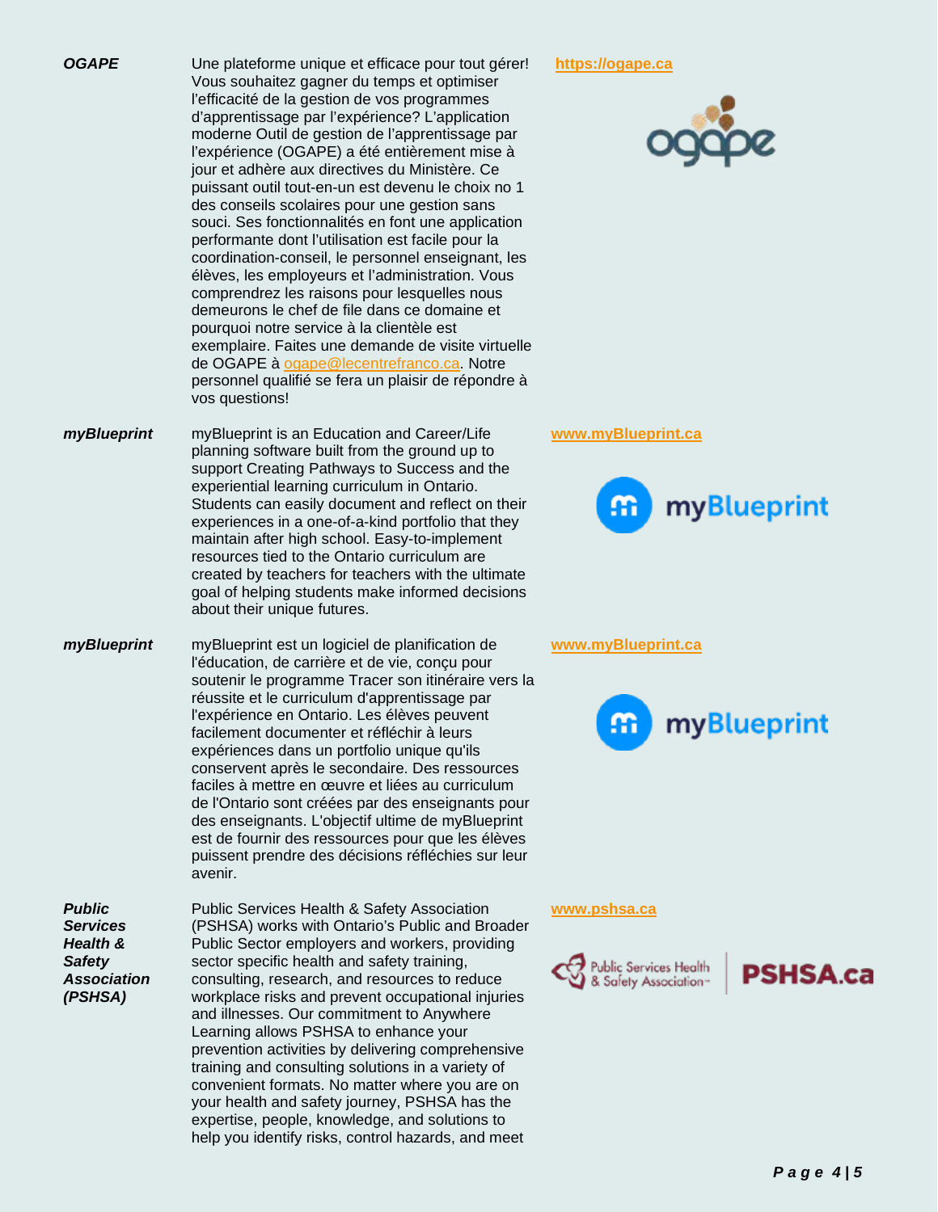| | | |
|---|---|---|
| ***OGAPE*** | Une plateforme unique et efficace pour tout gérer! Vous souhaitez gagner du temps et optimiser l'efficacité de la gestion de vos programmes d'apprentissage par l'expérience? L'application moderne Outil de gestion de l'apprentissage par l'expérience (OGAPE) a été entièrement mise à jour et adhère aux directives du Ministère. Ce puissant outil tout-en-un est devenu le choix no 1 des conseils scolaires pour une gestion sans souci. Ses fonctionnalités en font une application performante dont l'utilisation est facile pour la coordination-conseil, le personnel enseignant, les élèves, les employeurs et l'administration. Vous comprendrez les raisons pour lesquelles nous demeurons le chef de file dans ce domaine et pourquoi notre service à la clientèle est exemplaire. Faites une demande de visite virtuelle de OGAPE à ogape@lecentrefranco.ca. Notre personnel qualifié se fera un plaisir de répondre à vos questions! | **https://ogape.ca** |
| ***myBlueprint*** | myBlueprint is an Education and Career/Life planning software built from the ground up to support Creating Pathways to Success and the experiential learning curriculum in Ontario. Students can easily document and reflect on their experiences in a one-of-a-kind portfolio that they maintain after high school. Easy-to-implement resources tied to the Ontario curriculum are created by teachers for teachers with the ultimate goal of helping students make informed decisions about their unique futures. | **www.myBlueprint.ca** |
| ***myBlueprint*** | myBlueprint est un logiciel de planification de l'éducation, de carrière et de vie, conçu pour soutenir le programme Tracer son itinéraire vers la réussite et le curriculum d'apprentissage par l'expérience en Ontario. Les élèves peuvent facilement documenter et réfléchir à leurs expériences dans un portfolio unique qu'ils conservent après le secondaire. Des ressources faciles à mettre en œuvre et liées au curriculum de l'Ontario sont créées par des enseignants pour des enseignants. L'objectif ultime de myBlueprint est de fournir des ressources pour que les élèves puissent prendre des décisions réfléchies sur leur avenir. | **www.myBlueprint.ca** |
| ***Public Services Health & Safety Association (PSHSA)*** | Public Services Health & Safety Association (PSHSA) works with Ontario's Public and Broader Public Sector employers and workers, providing sector specific health and safety training, consulting, research, and resources to reduce workplace risks and prevent occupational injuries and illnesses. Our commitment to Anywhere Learning allows PSHSA to enhance your prevention activities by delivering comprehensive training and consulting solutions in a variety of convenient formats. No matter where you are on your health and safety journey, PSHSA has the expertise, people, knowledge, and solutions to help you identify risks, control hazards, and meet | **www.pshsa.ca** |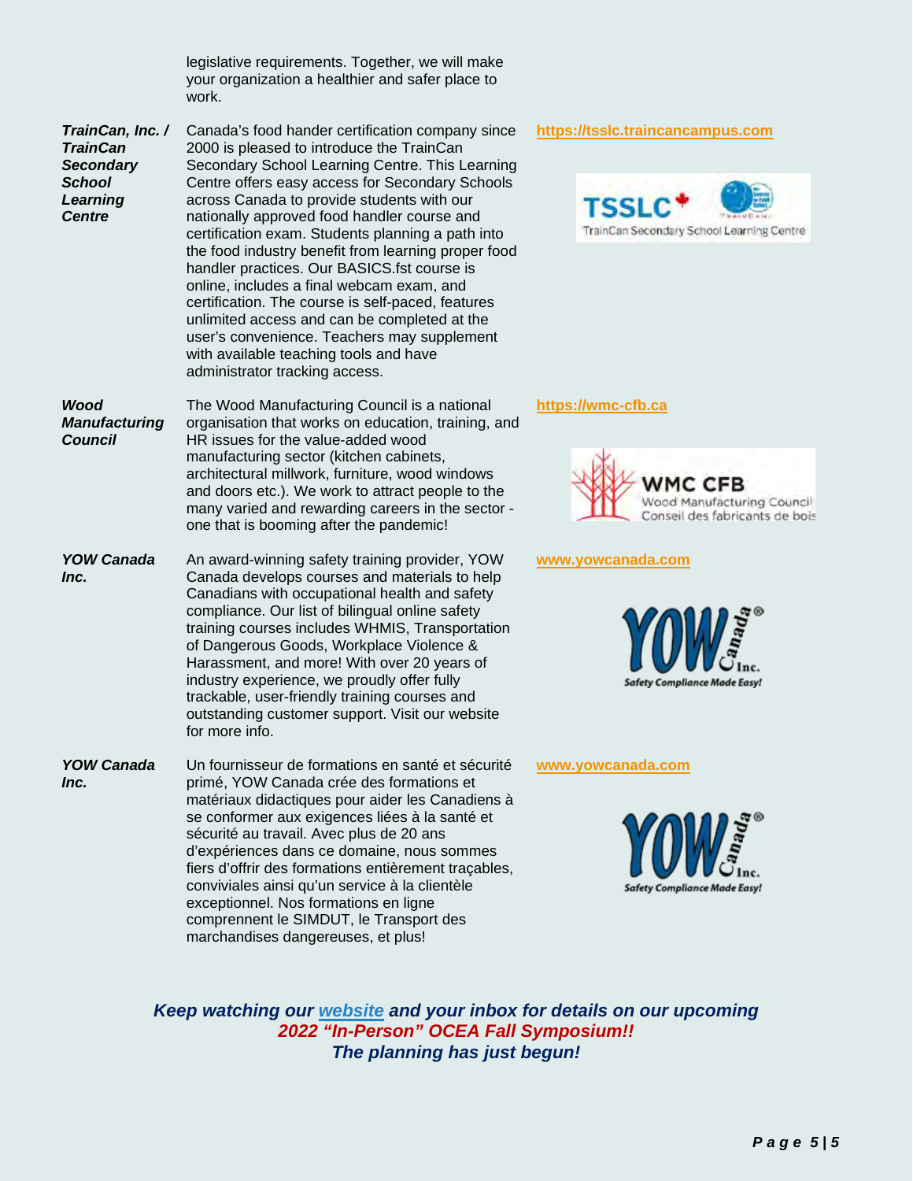legislative requirements. Together, we will make your organization a healthier and safer place to work.

| | | |
|---|---|---|
| ***TrainCan, Inc. / TrainCan Secondary School Learning Centre*** | Canada's food hander certification company since 2000 is pleased to introduce the TrainCan Secondary School Learning Centre. This Learning Centre offers easy access for Secondary Schools across Canada to provide students with our nationally approved food handler course and certification exam. Students planning a path into the food industry benefit from learning proper food handler practices. Our BASICS.fst course is online, includes a final webcam exam, and certification. The course is self-paced, features unlimited access and can be completed at the user's convenience. Teachers may supplement with available teaching tools and have administrator tracking access. | https://tsslc.traincancampus.com |
| ***Wood Manufacturing Council*** | The Wood Manufacturing Council is a national organisation that works on education, training, and HR issues for the value-added wood manufacturing sector (kitchen cabinets, architectural millwork, furniture, wood windows and doors etc.). We work to attract people to the many varied and rewarding careers in the sector - one that is booming after the pandemic! | https://wmc-cfb.ca |
| ***YOW Canada Inc.*** | An award-winning safety training provider, YOW Canada develops courses and materials to help Canadians with occupational health and safety compliance. Our list of bilingual online safety training courses includes WHMIS, Transportation of Dangerous Goods, Workplace Violence & Harassment, and more! With over 20 years of industry experience, we proudly offer fully trackable, user-friendly training courses and outstanding customer support. Visit our website for more info. | www.yowcanada.com |
| ***YOW Canada Inc.*** | Un fournisseur de formations en santé et sécurité primé, YOW Canada crée des formations et matériaux didactiques pour aider les Canadiens à se conformer aux exigences liées à la santé et sécurité au travail. Avec plus de 20 ans d'expériences dans ce domaine, nous sommes fiers d'offrir des formations entièrement traçables, conviviales ainsi qu'un service à la clientèle exceptionnel. Nos formations en ligne comprennent le SIMDUT, le Transport des marchandises dangereuses, et plus! | www.yowcanada.com |

***Keep watching our website and your inbox for details on our upcoming 2022 "In-Person" OCEA Fall Symposium!! The planning has just begun!***